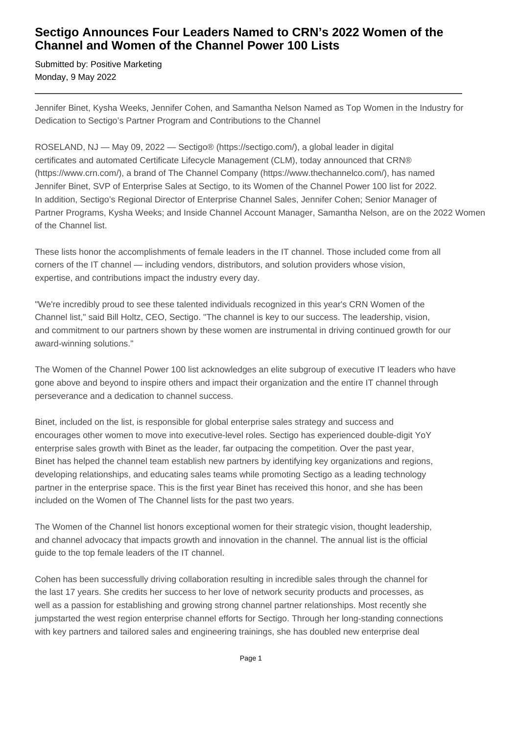# Sectigo Announces Four Leaders Named to CRN's 2022 Women of the Channel and Women of the Channel Power 100 Lists

Submitted by: Positive Marketing
Monday, 9 May 2022

---

Jennifer Binet, Kysha Weeks, Jennifer Cohen, and Samantha Nelson Named as Top Women in the Industry for Dedication to Sectigo's Partner Program and Contributions to the Channel

ROSELAND, NJ — May 09, 2022 — Sectigo® (https://sectigo.com/), a global leader in digital certificates and automated Certificate Lifecycle Management (CLM), today announced that CRN® (https://www.crn.com/), a brand of The Channel Company (https://www.thechannelco.com/), has named Jennifer Binet, SVP of Enterprise Sales at Sectigo, to its Women of the Channel Power 100 list for 2022. In addition, Sectigo's Regional Director of Enterprise Channel Sales, Jennifer Cohen; Senior Manager of Partner Programs, Kysha Weeks; and Inside Channel Account Manager, Samantha Nelson, are on the 2022 Women of the Channel list.

These lists honor the accomplishments of female leaders in the IT channel. Those included come from all corners of the IT channel — including vendors, distributors, and solution providers whose vision, expertise, and contributions impact the industry every day.

"We're incredibly proud to see these talented individuals recognized in this year's CRN Women of the Channel list," said Bill Holtz, CEO, Sectigo. "The channel is key to our success. The leadership, vision, and commitment to our partners shown by these women are instrumental in driving continued growth for our award-winning solutions."

The Women of the Channel Power 100 list acknowledges an elite subgroup of executive IT leaders who have gone above and beyond to inspire others and impact their organization and the entire IT channel through perseverance and a dedication to channel success.

Binet, included on the list, is responsible for global enterprise sales strategy and success and encourages other women to move into executive-level roles. Sectigo has experienced double-digit YoY enterprise sales growth with Binet as the leader, far outpacing the competition. Over the past year, Binet has helped the channel team establish new partners by identifying key organizations and regions, developing relationships, and educating sales teams while promoting Sectigo as a leading technology partner in the enterprise space. This is the first year Binet has received this honor, and she has been included on the Women of The Channel lists for the past two years.

The Women of the Channel list honors exceptional women for their strategic vision, thought leadership, and channel advocacy that impacts growth and innovation in the channel. The annual list is the official guide to the top female leaders of the IT channel.

Cohen has been successfully driving collaboration resulting in incredible sales through the channel for the last 17 years. She credits her success to her love of network security products and processes, as well as a passion for establishing and growing strong channel partner relationships. Most recently she jumpstarted the west region enterprise channel efforts for Sectigo. Through her long-standing connections with key partners and tailored sales and engineering trainings, she has doubled new enterprise deal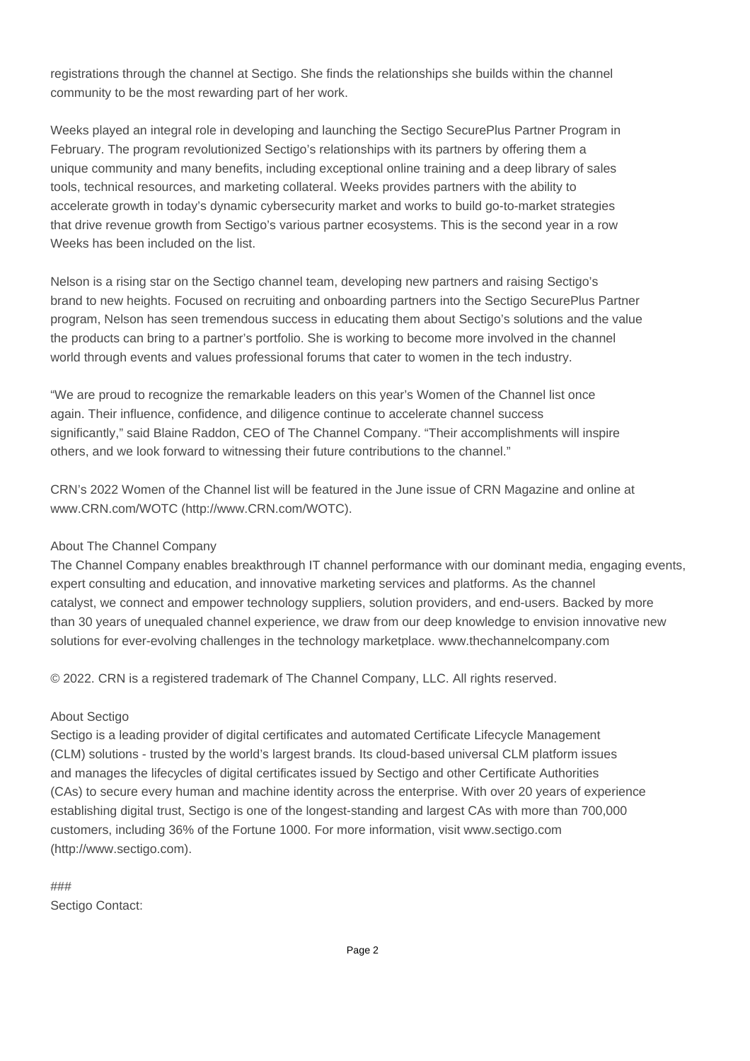registrations through the channel at Sectigo. She finds the relationships she builds within the channel community to be the most rewarding part of her work.

Weeks played an integral role in developing and launching the Sectigo SecurePlus Partner Program in February. The program revolutionized Sectigo's relationships with its partners by offering them a unique community and many benefits, including exceptional online training and a deep library of sales tools, technical resources, and marketing collateral. Weeks provides partners with the ability to accelerate growth in today's dynamic cybersecurity market and works to build go-to-market strategies that drive revenue growth from Sectigo's various partner ecosystems. This is the second year in a row Weeks has been included on the list.

Nelson is a rising star on the Sectigo channel team, developing new partners and raising Sectigo's brand to new heights. Focused on recruiting and onboarding partners into the Sectigo SecurePlus Partner program, Nelson has seen tremendous success in educating them about Sectigo's solutions and the value the products can bring to a partner's portfolio. She is working to become more involved in the channel world through events and values professional forums that cater to women in the tech industry.

"We are proud to recognize the remarkable leaders on this year's Women of the Channel list once again. Their influence, confidence, and diligence continue to accelerate channel success significantly," said Blaine Raddon, CEO of The Channel Company. "Their accomplishments will inspire others, and we look forward to witnessing their future contributions to the channel."

CRN's 2022 Women of the Channel list will be featured in the June issue of CRN Magazine and online at www.CRN.com/WOTC (http://www.CRN.com/WOTC).

About The Channel Company
The Channel Company enables breakthrough IT channel performance with our dominant media, engaging events, expert consulting and education, and innovative marketing services and platforms. As the channel catalyst, we connect and empower technology suppliers, solution providers, and end-users. Backed by more than 30 years of unequaled channel experience, we draw from our deep knowledge to envision innovative new solutions for ever-evolving challenges in the technology marketplace. www.thechannelcompany.com

© 2022. CRN is a registered trademark of The Channel Company, LLC. All rights reserved.

About Sectigo
Sectigo is a leading provider of digital certificates and automated Certificate Lifecycle Management (CLM) solutions - trusted by the world's largest brands. Its cloud-based universal CLM platform issues and manages the lifecycles of digital certificates issued by Sectigo and other Certificate Authorities (CAs) to secure every human and machine identity across the enterprise. With over 20 years of experience establishing digital trust, Sectigo is one of the longest-standing and largest CAs with more than 700,000 customers, including 36% of the Fortune 1000. For more information, visit www.sectigo.com (http://www.sectigo.com).

###
Sectigo Contact: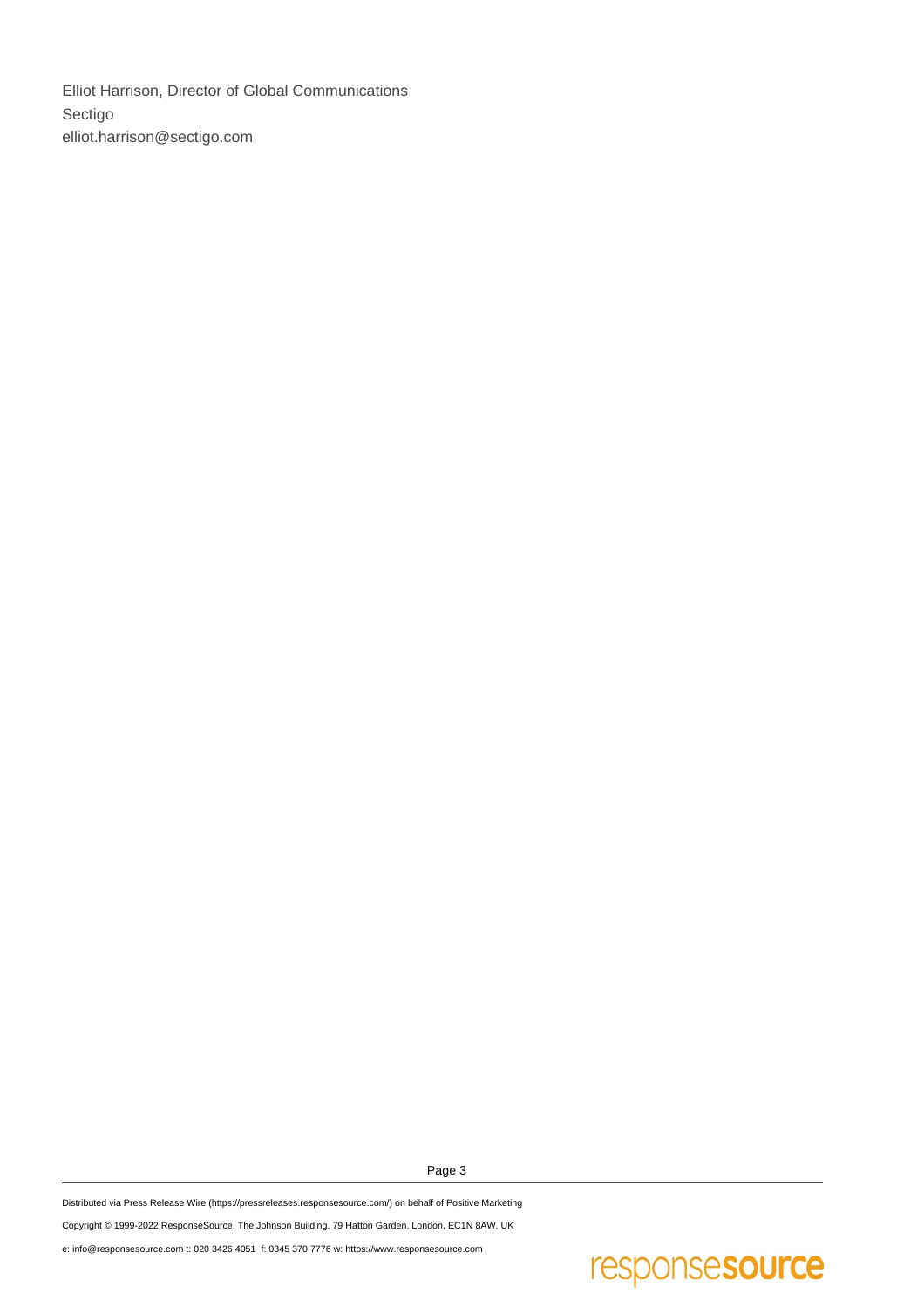Elliot Harrison, Director of Global Communications
Sectigo
elliot.harrison@sectigo.com